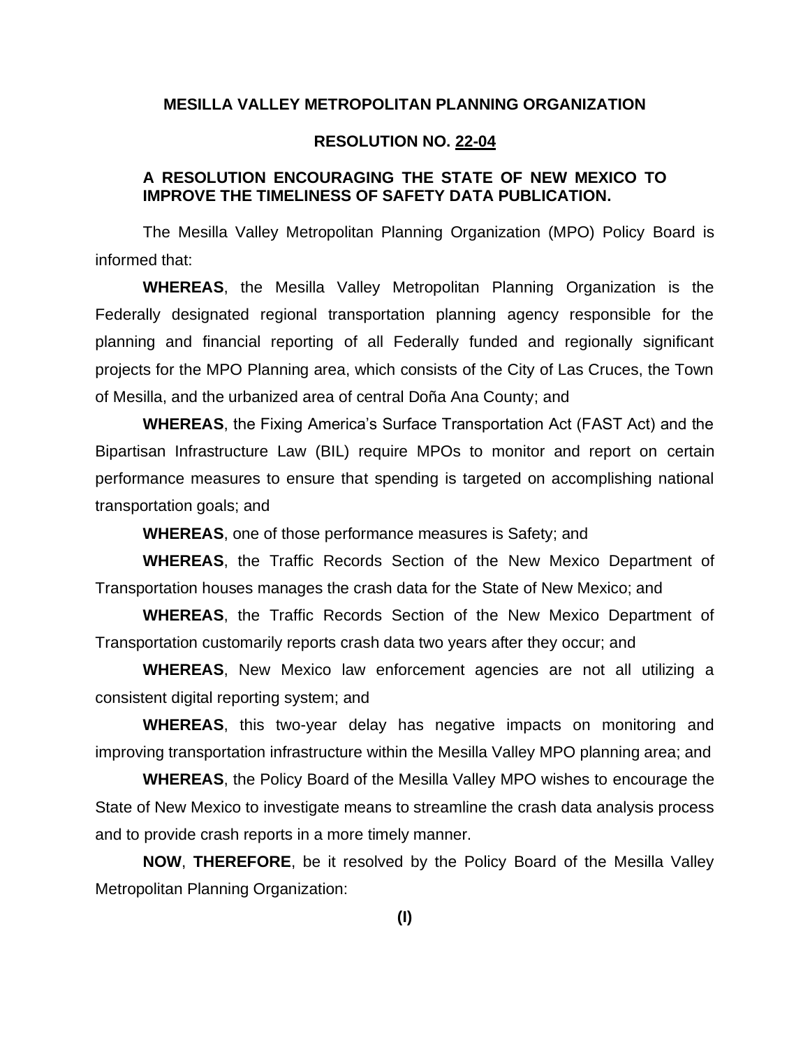**MESILLA VALLEY METROPOLITAN PLANNING ORGANIZATION**

**RESOLUTION NO. 22-04**

**A RESOLUTION ENCOURAGING THE STATE OF NEW MEXICO TO IMPROVE THE TIMELINESS OF SAFETY DATA PUBLICATION.**

The Mesilla Valley Metropolitan Planning Organization (MPO) Policy Board is informed that:

**WHEREAS**, the Mesilla Valley Metropolitan Planning Organization is the Federally designated regional transportation planning agency responsible for the planning and financial reporting of all Federally funded and regionally significant projects for the MPO Planning area, which consists of the City of Las Cruces, the Town of Mesilla, and the urbanized area of central Doña Ana County; and

**WHEREAS**, the Fixing America's Surface Transportation Act (FAST Act) and the Bipartisan Infrastructure Law (BIL) require MPOs to monitor and report on certain performance measures to ensure that spending is targeted on accomplishing national transportation goals; and

**WHEREAS**, one of those performance measures is Safety; and

**WHEREAS**, the Traffic Records Section of the New Mexico Department of Transportation houses manages the crash data for the State of New Mexico; and

**WHEREAS**, the Traffic Records Section of the New Mexico Department of Transportation customarily reports crash data two years after they occur; and

**WHEREAS**, New Mexico law enforcement agencies are not all utilizing a consistent digital reporting system; and

**WHEREAS**, this two-year delay has negative impacts on monitoring and improving transportation infrastructure within the Mesilla Valley MPO planning area; and

**WHEREAS**, the Policy Board of the Mesilla Valley MPO wishes to encourage the State of New Mexico to investigate means to streamline the crash data analysis process and to provide crash reports in a more timely manner.

**NOW**, **THEREFORE**, be it resolved by the Policy Board of the Mesilla Valley Metropolitan Planning Organization:

**(I)**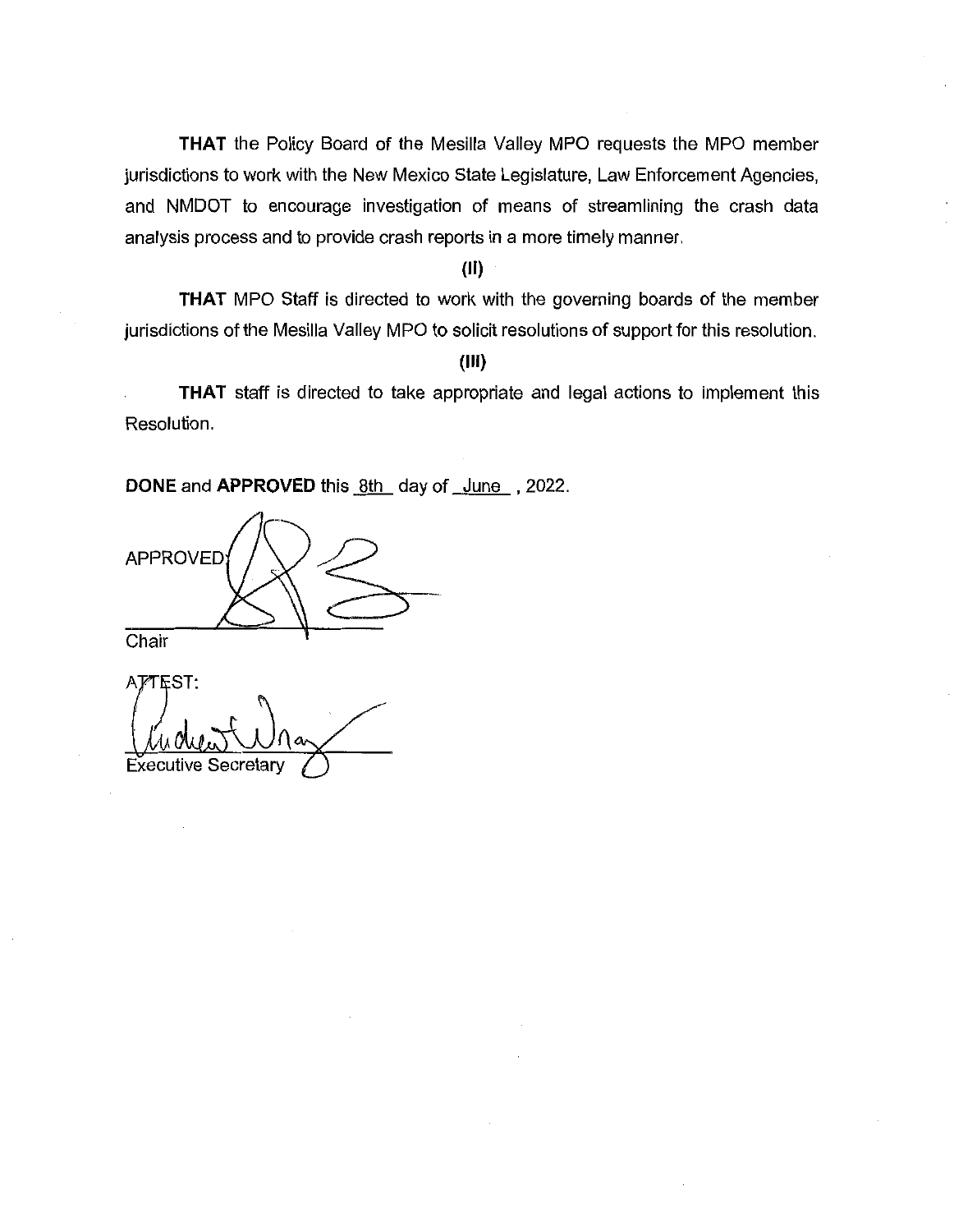**THAT** the Policy Board of the Mesilla Valley MPO requests the MPO member jurisdictions to work with the New Mexico State Legislature, Law Enforcement Agencies, and NMDOT to encourage investigation of means of streamlining the crash data analysis process and to provide crash reports in a more timely manner.

**(II)**

**THAT** MPO Staff is directed to work with the governing boards of the member jurisdictions of the Mesilla Valley MPO to solicit resolutions of support for this resolution.

**(III)**

**THAT** staff is directed to take appropriate and legal actions to implement this Resolution.

**DONE** and **APPROVED** this 8th day of June , 2022.

APPROVED:

\_\_\_\_\_\_\_\_\_\_\_\_\_\_\_\_\_\_\_\_\_\_\_\_\_\_\_\_\_\_

Chair

ATTEST:

\_\_\_\_\_\_\_\_\_\_\_\_\_\_\_\_\_\_\_\_\_\_\_\_\_\_\_\_\_\_

Executive Secretary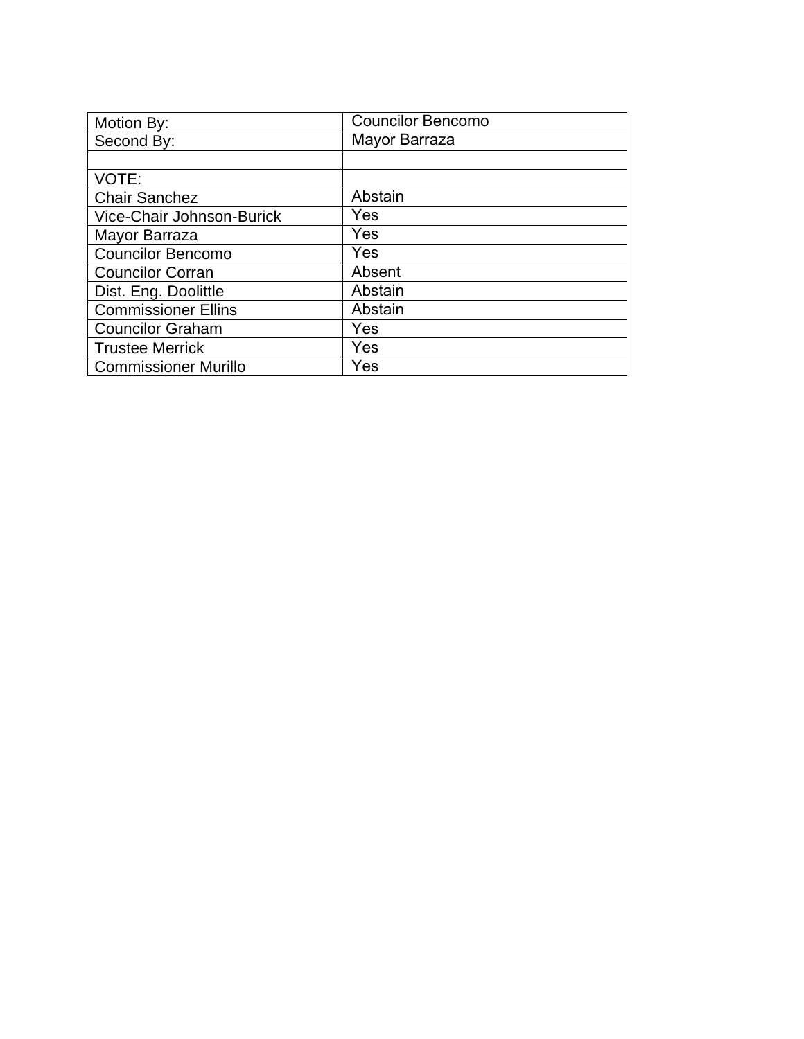| | |
|---|---|
| Motion By: | Councilor Bencomo |
| Second By: | Mayor Barraza |
| | |
| VOTE: | |
| Chair Sanchez | Abstain |
| Vice-Chair Johnson-Burick | Yes |
| Mayor Barraza | Yes |
| Councilor Bencomo | Yes |
| Councilor Corran | Absent |
| Dist. Eng. Doolittle | Abstain |
| Commissioner Ellins | Abstain |
| Councilor Graham | Yes |
| Trustee Merrick | Yes |
| Commissioner Murillo | Yes |